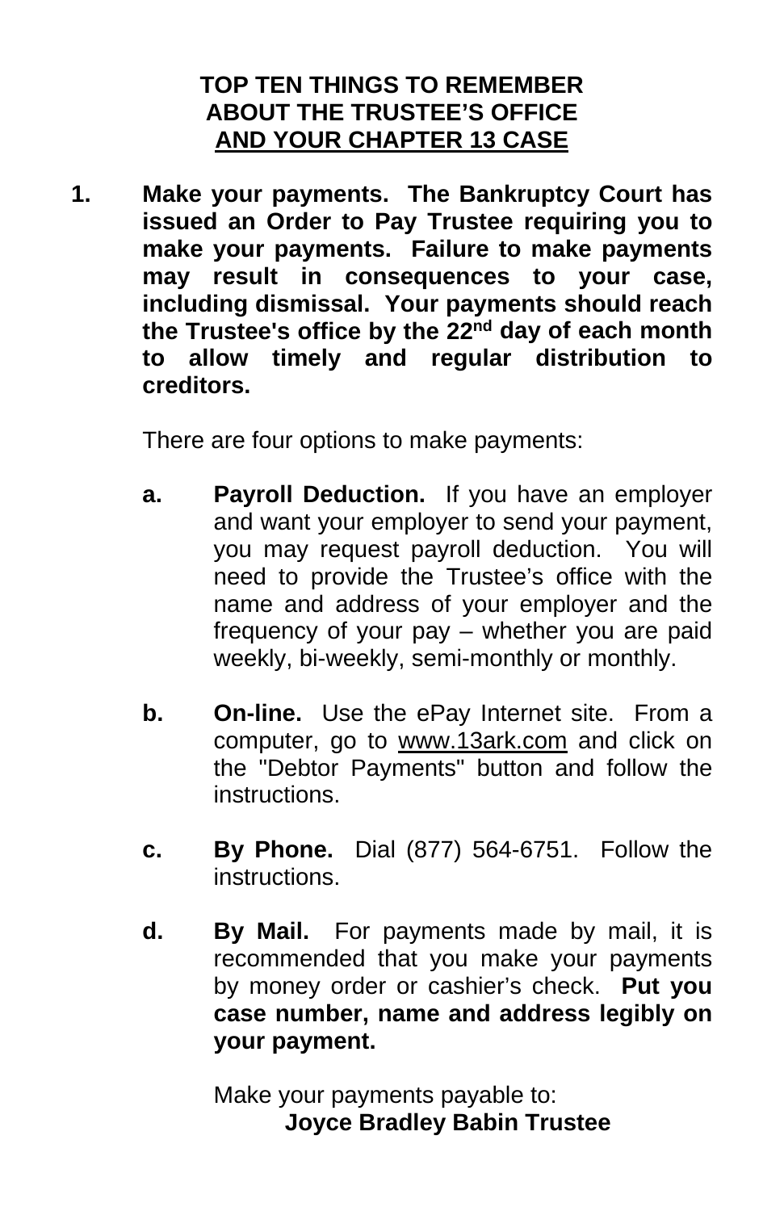# TOP TEN THINGS TO REMEMBER ABOUT THE TRUSTEE'S OFFICE AND YOUR CHAPTER 13 CASE

1. **Make your payments. The Bankruptcy Court has issued an Order to Pay Trustee requiring you to make your payments. Failure to make payments may result in consequences to your case, including dismissal. Your payments should reach the Trustee's office by the 22nd day of each month to allow timely and regular distribution to creditors.**

   There are four options to make payments:

   a. **Payroll Deduction.** If you have an employer and want your employer to send your payment, you may request payroll deduction. You will need to provide the Trustee's office with the name and address of your employer and the frequency of your pay – whether you are paid weekly, bi-weekly, semi-monthly or monthly.

   b. **On-line.** Use the ePay Internet site. From a computer, go to www.13ark.com and click on the "Debtor Payments" button and follow the instructions.

   c. **By Phone.** Dial (877) 564-6751. Follow the instructions.

   d. **By Mail.** For payments made by mail, it is recommended that you make your payments by money order or cashier's check. **Put you case number, name and address legibly on your payment.**

      Make your payments payable to:

      **Joyce Bradley Babin Trustee**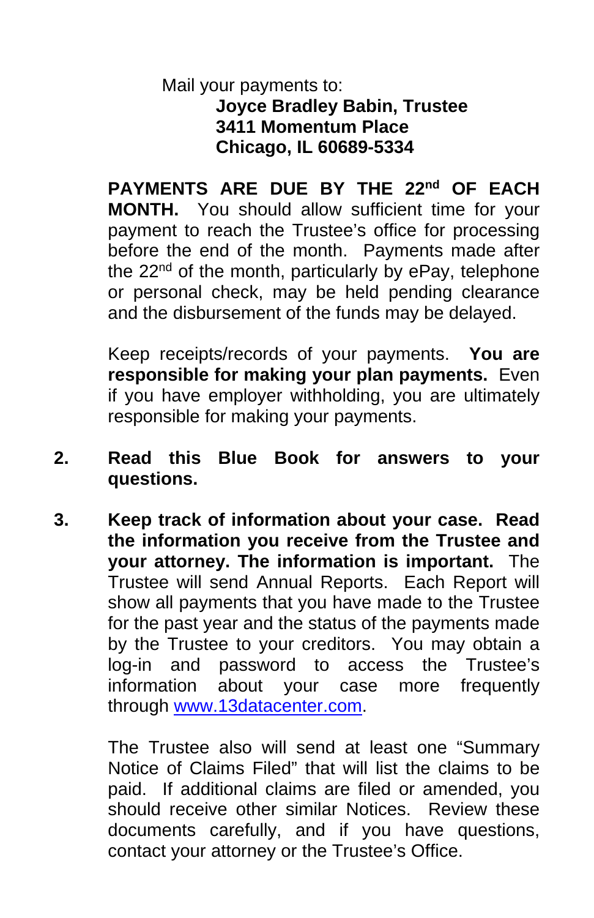Mail your payments to:

**Joyce Bradley Babin, Trustee**
**3411 Momentum Place**
**Chicago, IL 60689-5334**

**PAYMENTS ARE DUE BY THE 22nd OF EACH MONTH.** You should allow sufficient time for your payment to reach the Trustee's office for processing before the end of the month. Payments made after the 22nd of the month, particularly by ePay, telephone or personal check, may be held pending clearance and the disbursement of the funds may be delayed.

Keep receipts/records of your payments. **You are responsible for making your plan payments.** Even if you have employer withholding, you are ultimately responsible for making your payments.

2. **Read this Blue Book for answers to your questions.**

3. **Keep track of information about your case. Read the information you receive from the Trustee and your attorney. The information is important.** The Trustee will send Annual Reports. Each Report will show all payments that you have made to the Trustee for the past year and the status of the payments made by the Trustee to your creditors. You may obtain a log-in and password to access the Trustee's information about your case more frequently through [www.13datacenter.com](http://www.13datacenter.com).

   The Trustee also will send at least one "Summary Notice of Claims Filed" that will list the claims to be paid. If additional claims are filed or amended, you should receive other similar Notices. Review these documents carefully, and if you have questions, contact your attorney or the Trustee's Office.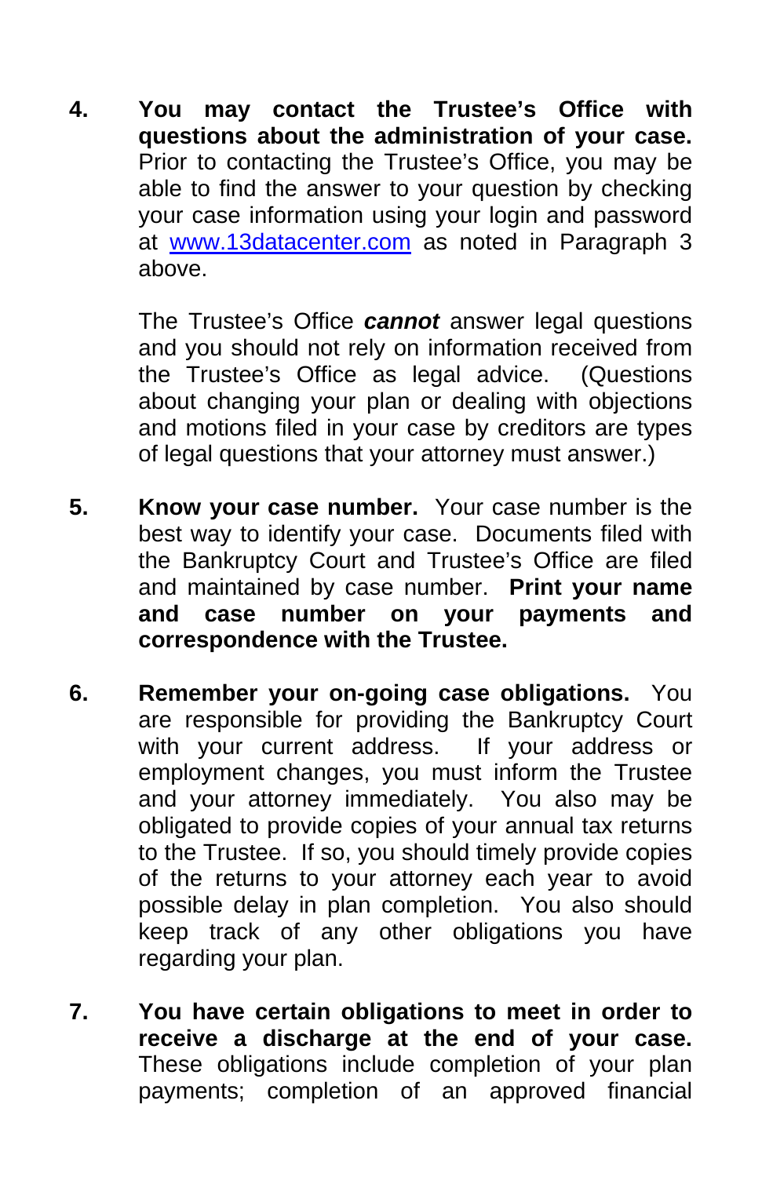4. **You may contact the Trustee's Office with questions about the administration of your case.** Prior to contacting the Trustee's Office, you may be able to find the answer to your question by checking your case information using your login and password at www.13datacenter.com as noted in Paragraph 3 above.

   The Trustee's Office ***cannot*** answer legal questions and you should not rely on information received from the Trustee's Office as legal advice. (Questions about changing your plan or dealing with objections and motions filed in your case by creditors are types of legal questions that your attorney must answer.)

5. **Know your case number.** Your case number is the best way to identify your case. Documents filed with the Bankruptcy Court and Trustee's Office are filed and maintained by case number. **Print your name and case number on your payments and correspondence with the Trustee.**

6. **Remember your on-going case obligations.** You are responsible for providing the Bankruptcy Court with your current address. If your address or employment changes, you must inform the Trustee and your attorney immediately. You also may be obligated to provide copies of your annual tax returns to the Trustee. If so, you should timely provide copies of the returns to your attorney each year to avoid possible delay in plan completion. You also should keep track of any other obligations you have regarding your plan.

7. **You have certain obligations to meet in order to receive a discharge at the end of your case.** These obligations include completion of your plan payments; completion of an approved financial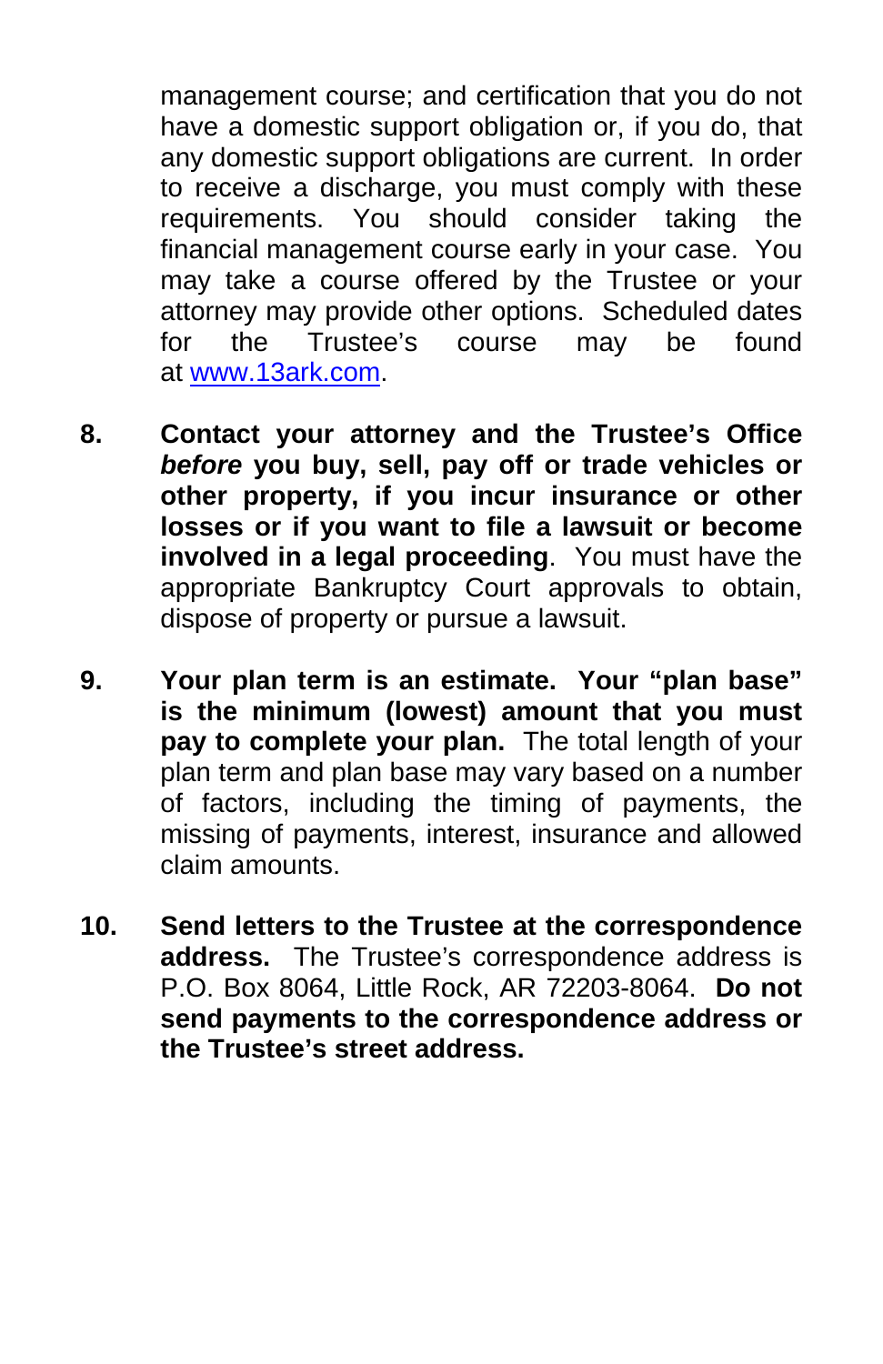management course; and certification that you do not have a domestic support obligation or, if you do, that any domestic support obligations are current. In order to receive a discharge, you must comply with these requirements. You should consider taking the financial management course early in your case. You may take a course offered by the Trustee or your attorney may provide other options. Scheduled dates for the Trustee's course may be found at [www.13ark.com](http://www.13ark.com).

8. **Contact your attorney and the Trustee's Office *before* you buy, sell, pay off or trade vehicles or other property, if you incur insurance or other losses or if you want to file a lawsuit or become involved in a legal proceeding**. You must have the appropriate Bankruptcy Court approvals to obtain, dispose of property or pursue a lawsuit.

9. **Your plan term is an estimate. Your "plan base" is the minimum (lowest) amount that you must pay to complete your plan.** The total length of your plan term and plan base may vary based on a number of factors, including the timing of payments, the missing of payments, interest, insurance and allowed claim amounts.

10. **Send letters to the Trustee at the correspondence address.** The Trustee's correspondence address is P.O. Box 8064, Little Rock, AR 72203-8064. **Do not send payments to the correspondence address or the Trustee's street address.**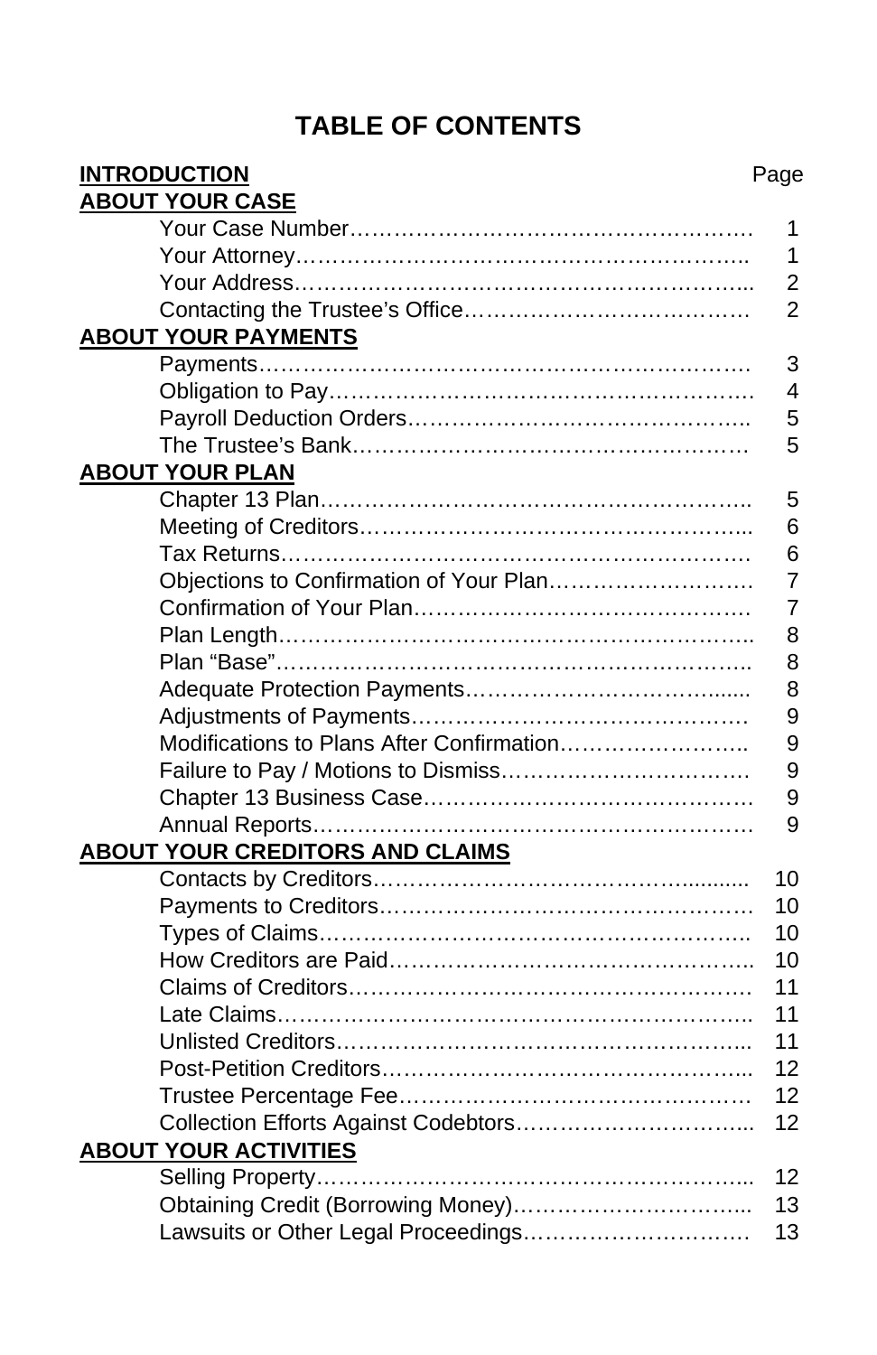# TABLE OF CONTENTS

| **INTRODUCTION** | Page |
|---|---|
| **ABOUT YOUR CASE** | |
| Your Case Number | 1 |
| Your Attorney | 1 |
| Your Address | 2 |
| Contacting the Trustee's Office | 2 |
| **ABOUT YOUR PAYMENTS** | |
| Payments | 3 |
| Obligation to Pay | 4 |
| Payroll Deduction Orders | 5 |
| The Trustee's Bank | 5 |
| **ABOUT YOUR PLAN** | |
| Chapter 13 Plan | 5 |
| Meeting of Creditors | 6 |
| Tax Returns | 6 |
| Objections to Confirmation of Your Plan | 7 |
| Confirmation of Your Plan | 7 |
| Plan Length | 8 |
| Plan "Base" | 8 |
| Adequate Protection Payments | 8 |
| Adjustments of Payments | 9 |
| Modifications to Plans After Confirmation | 9 |
| Failure to Pay / Motions to Dismiss | 9 |
| Chapter 13 Business Case | 9 |
| Annual Reports | 9 |
| **ABOUT YOUR CREDITORS AND CLAIMS** | |
| Contacts by Creditors | 10 |
| Payments to Creditors | 10 |
| Types of Claims | 10 |
| How Creditors are Paid | 10 |
| Claims of Creditors | 11 |
| Late Claims | 11 |
| Unlisted Creditors | 11 |
| Post-Petition Creditors | 12 |
| Trustee Percentage Fee | 12 |
| Collection Efforts Against Codebtors | 12 |
| **ABOUT YOUR ACTIVITIES** | |
| Selling Property | 12 |
| Obtaining Credit (Borrowing Money) | 13 |
| Lawsuits or Other Legal Proceedings | 13 |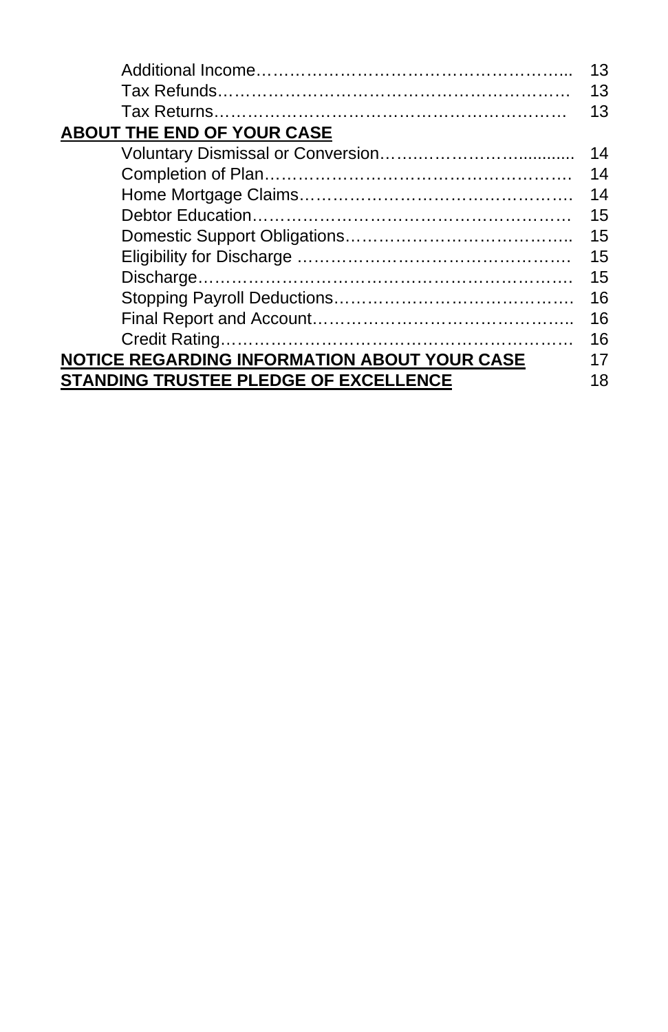| | |
|---|---|
| Additional Income | 13 |
| Tax Refunds | 13 |
| Tax Returns | 13 |
| **ABOUT THE END OF YOUR CASE** | |
| Voluntary Dismissal or Conversion | 14 |
| Completion of Plan | 14 |
| Home Mortgage Claims | 14 |
| Debtor Education | 15 |
| Domestic Support Obligations | 15 |
| Eligibility for Discharge | 15 |
| Discharge | 15 |
| Stopping Payroll Deductions | 16 |
| Final Report and Account | 16 |
| Credit Rating | 16 |
| **NOTICE REGARDING INFORMATION ABOUT YOUR CASE** | 17 |
| **STANDING TRUSTEE PLEDGE OF EXCELLENCE** | 18 |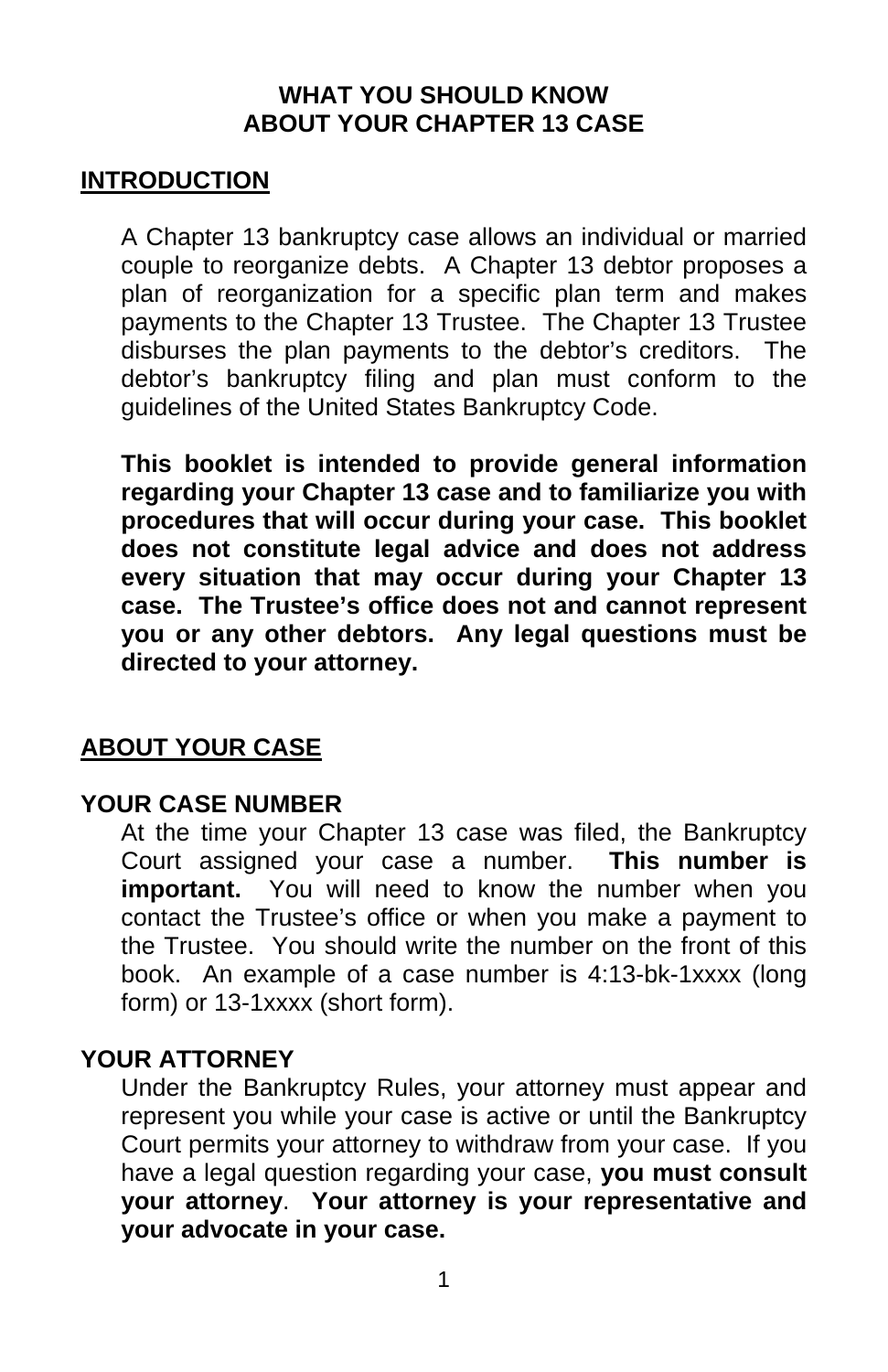# WHAT YOU SHOULD KNOW ABOUT YOUR CHAPTER 13 CASE

## INTRODUCTION

A Chapter 13 bankruptcy case allows an individual or married couple to reorganize debts. A Chapter 13 debtor proposes a plan of reorganization for a specific plan term and makes payments to the Chapter 13 Trustee. The Chapter 13 Trustee disburses the plan payments to the debtor's creditors. The debtor's bankruptcy filing and plan must conform to the guidelines of the United States Bankruptcy Code.

**This booklet is intended to provide general information regarding your Chapter 13 case and to familiarize you with procedures that will occur during your case. This booklet does not constitute legal advice and does not address every situation that may occur during your Chapter 13 case. The Trustee's office does not and cannot represent you or any other debtors. Any legal questions must be directed to your attorney.**

## ABOUT YOUR CASE

### YOUR CASE NUMBER

At the time your Chapter 13 case was filed, the Bankruptcy Court assigned your case a number. **This number is important.** You will need to know the number when you contact the Trustee's office or when you make a payment to the Trustee. You should write the number on the front of this book. An example of a case number is 4:13-bk-1xxxx (long form) or 13-1xxxx (short form).

### YOUR ATTORNEY

Under the Bankruptcy Rules, your attorney must appear and represent you while your case is active or until the Bankruptcy Court permits your attorney to withdraw from your case. If you have a legal question regarding your case, **you must consult your attorney**. **Your attorney is your representative and your advocate in your case.**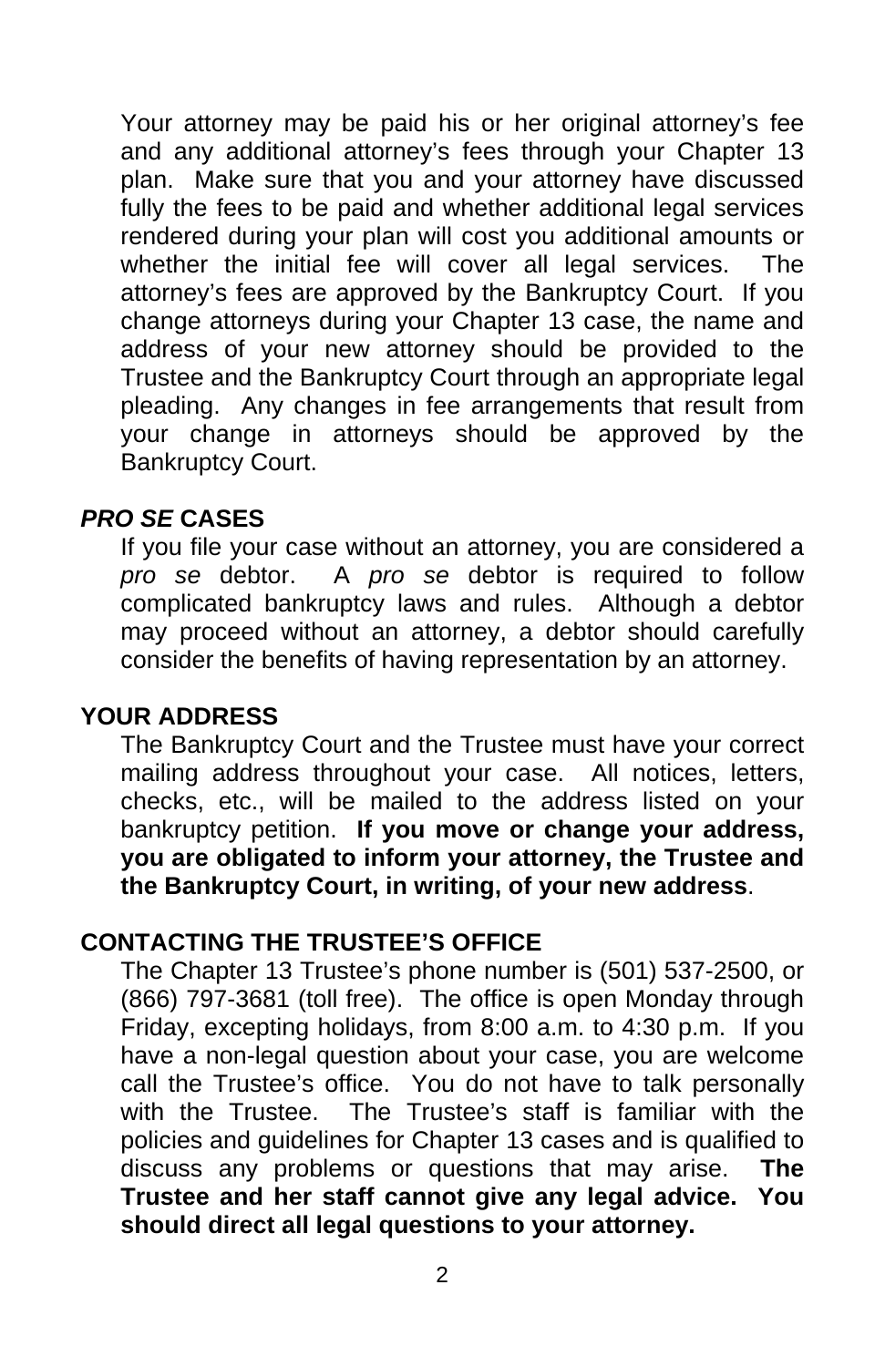Your attorney may be paid his or her original attorney's fee and any additional attorney's fees through your Chapter 13 plan. Make sure that you and your attorney have discussed fully the fees to be paid and whether additional legal services rendered during your plan will cost you additional amounts or whether the initial fee will cover all legal services. The attorney's fees are approved by the Bankruptcy Court. If you change attorneys during your Chapter 13 case, the name and address of your new attorney should be provided to the Trustee and the Bankruptcy Court through an appropriate legal pleading. Any changes in fee arrangements that result from your change in attorneys should be approved by the Bankruptcy Court.

## *PRO SE* CASES

If you file your case without an attorney, you are considered a *pro se* debtor. A *pro se* debtor is required to follow complicated bankruptcy laws and rules. Although a debtor may proceed without an attorney, a debtor should carefully consider the benefits of having representation by an attorney.

## YOUR ADDRESS

The Bankruptcy Court and the Trustee must have your correct mailing address throughout your case. All notices, letters, checks, etc., will be mailed to the address listed on your bankruptcy petition. **If you move or change your address, you are obligated to inform your attorney, the Trustee and the Bankruptcy Court, in writing, of your new address**.

## CONTACTING THE TRUSTEE'S OFFICE

The Chapter 13 Trustee's phone number is (501) 537-2500, or (866) 797-3681 (toll free). The office is open Monday through Friday, excepting holidays, from 8:00 a.m. to 4:30 p.m. If you have a non-legal question about your case, you are welcome call the Trustee's office. You do not have to talk personally with the Trustee. The Trustee's staff is familiar with the policies and guidelines for Chapter 13 cases and is qualified to discuss any problems or questions that may arise. **The Trustee and her staff cannot give any legal advice. You should direct all legal questions to your attorney.**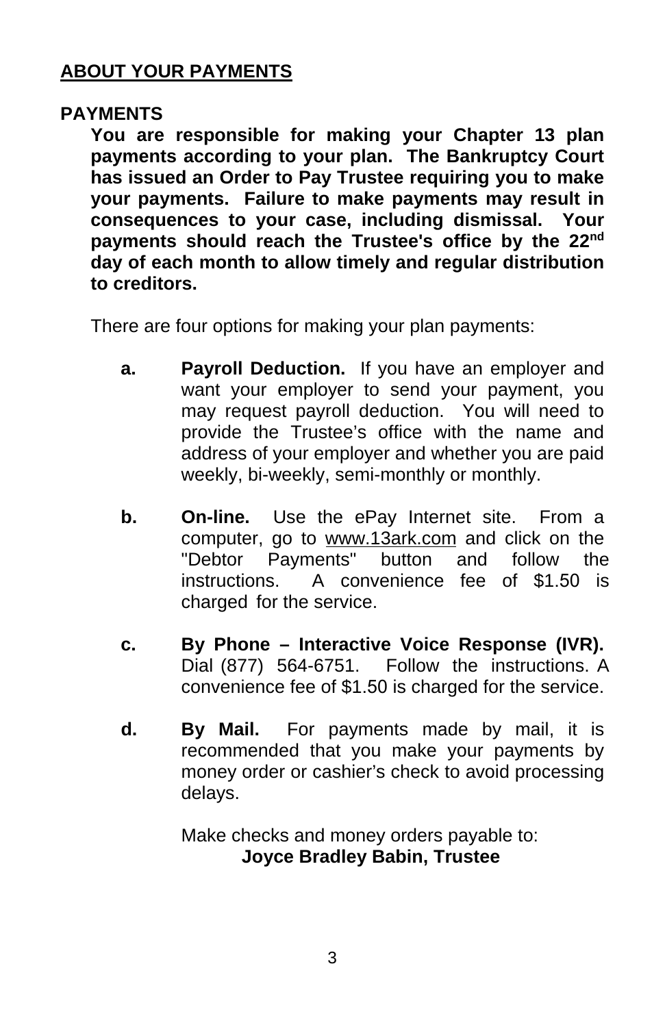## ABOUT YOUR PAYMENTS

### PAYMENTS

**You are responsible for making your Chapter 13 plan payments according to your plan. The Bankruptcy Court has issued an Order to Pay Trustee requiring you to make your payments. Failure to make payments may result in consequences to your case, including dismissal. Your payments should reach the Trustee's office by the 22nd day of each month to allow timely and regular distribution to creditors.**

There are four options for making your plan payments:

**a. Payroll Deduction.** If you have an employer and want your employer to send your payment, you may request payroll deduction. You will need to provide the Trustee's office with the name and address of your employer and whether you are paid weekly, bi-weekly, semi-monthly or monthly.

**b. On-line.** Use the ePay Internet site. From a computer, go to www.13ark.com and click on the "Debtor Payments" button and follow the instructions. A convenience fee of $1.50 is charged for the service.

**c. By Phone – Interactive Voice Response (IVR).** Dial (877) 564-6751. Follow the instructions. A convenience fee of $1.50 is charged for the service.

**d. By Mail.** For payments made by mail, it is recommended that you make your payments by money order or cashier's check to avoid processing delays.

Make checks and money orders payable to:

**Joyce Bradley Babin, Trustee**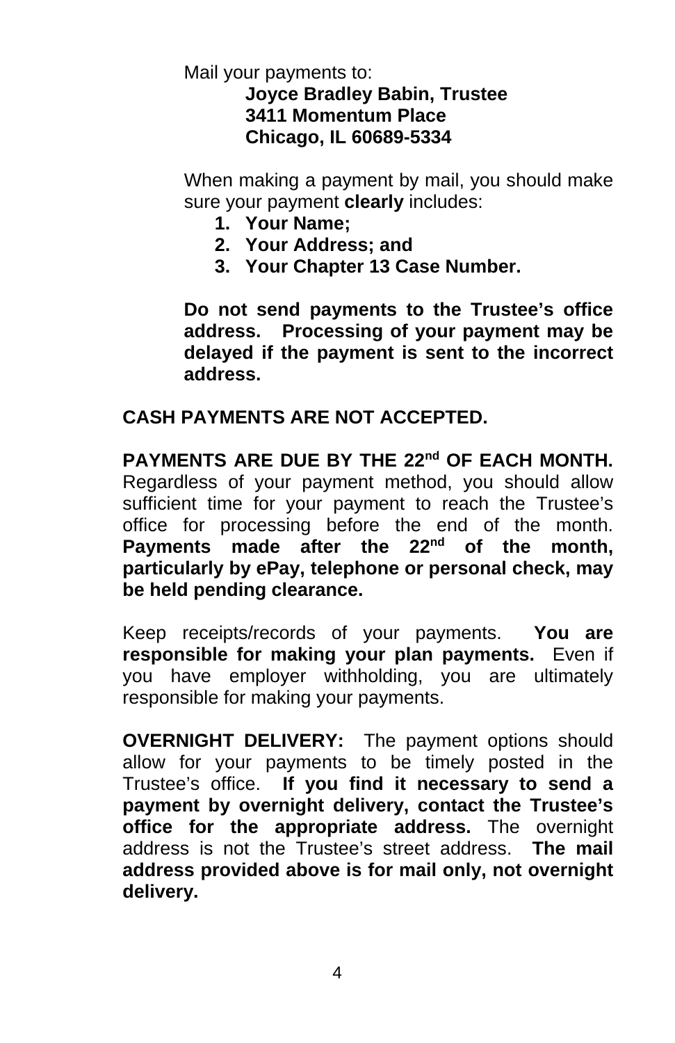Mail your payments to:

**Joyce Bradley Babin, Trustee**
**3411 Momentum Place**
**Chicago, IL 60689-5334**

When making a payment by mail, you should make sure your payment **clearly** includes:

1. **Your Name;**
2. **Your Address; and**
3. **Your Chapter 13 Case Number.**

**Do not send payments to the Trustee's office address. Processing of your payment may be delayed if the payment is sent to the incorrect address.**

**CASH PAYMENTS ARE NOT ACCEPTED.**

**PAYMENTS ARE DUE BY THE 22nd OF EACH MONTH.** Regardless of your payment method, you should allow sufficient time for your payment to reach the Trustee's office for processing before the end of the month. **Payments made after the 22nd of the month, particularly by ePay, telephone or personal check, may be held pending clearance.**

Keep receipts/records of your payments. **You are responsible for making your plan payments.** Even if you have employer withholding, you are ultimately responsible for making your payments.

**OVERNIGHT DELIVERY:** The payment options should allow for your payments to be timely posted in the Trustee's office. **If you find it necessary to send a payment by overnight delivery, contact the Trustee's office for the appropriate address.** The overnight address is not the Trustee's street address. **The mail address provided above is for mail only, not overnight delivery.**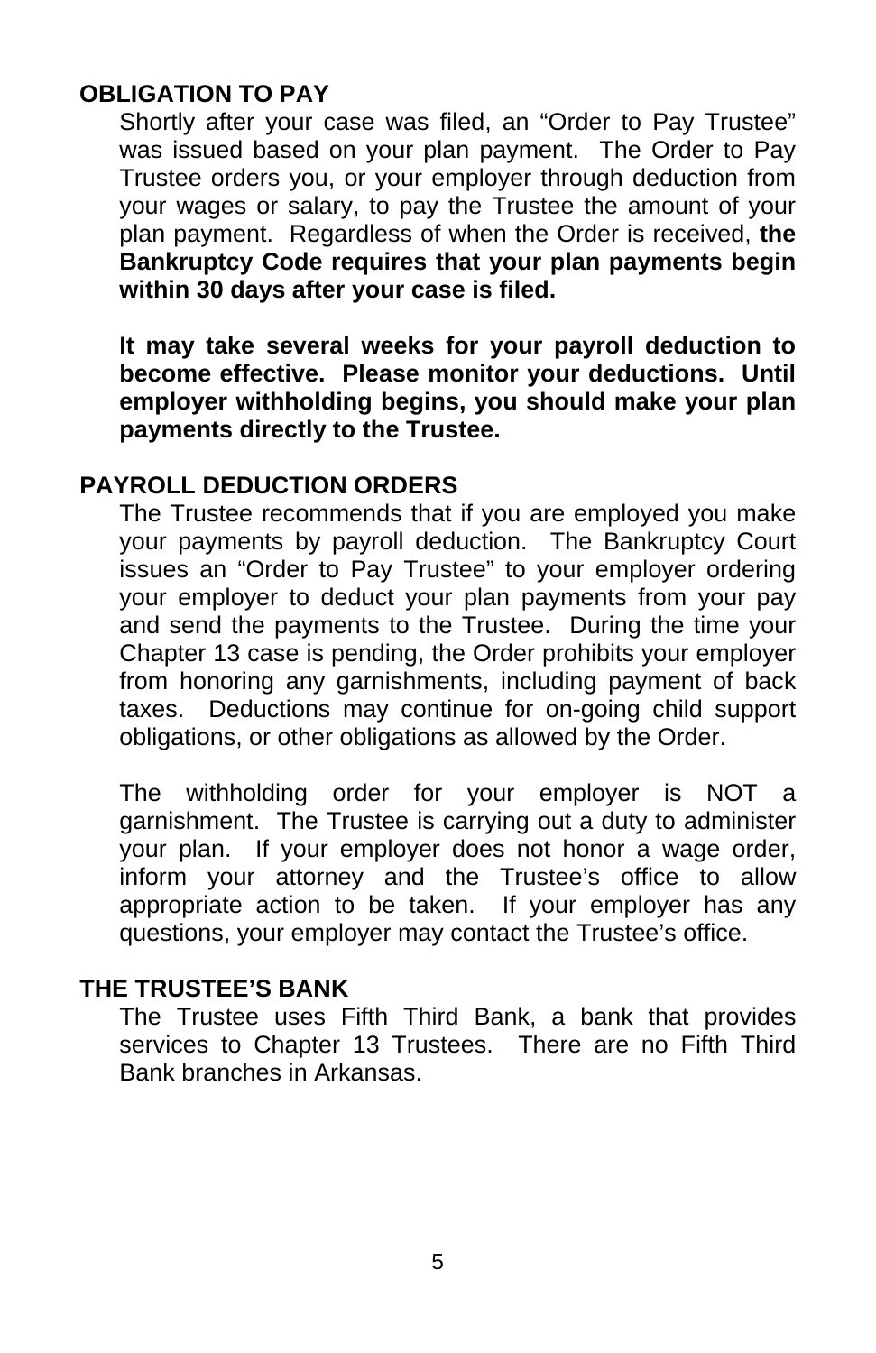## OBLIGATION TO PAY

Shortly after your case was filed, an “Order to Pay Trustee” was issued based on your plan payment. The Order to Pay Trustee orders you, or your employer through deduction from your wages or salary, to pay the Trustee the amount of your plan payment. Regardless of when the Order is received, **the Bankruptcy Code requires that your plan payments begin within 30 days after your case is filed.**

**It may take several weeks for your payroll deduction to become effective. Please monitor your deductions. Until employer withholding begins, you should make your plan payments directly to the Trustee.**

## PAYROLL DEDUCTION ORDERS

The Trustee recommends that if you are employed you make your payments by payroll deduction. The Bankruptcy Court issues an “Order to Pay Trustee” to your employer ordering your employer to deduct your plan payments from your pay and send the payments to the Trustee. During the time your Chapter 13 case is pending, the Order prohibits your employer from honoring any garnishments, including payment of back taxes. Deductions may continue for on-going child support obligations, or other obligations as allowed by the Order.

The withholding order for your employer is NOT a garnishment. The Trustee is carrying out a duty to administer your plan. If your employer does not honor a wage order, inform your attorney and the Trustee’s office to allow appropriate action to be taken. If your employer has any questions, your employer may contact the Trustee’s office.

## THE TRUSTEE’S BANK

The Trustee uses Fifth Third Bank, a bank that provides services to Chapter 13 Trustees. There are no Fifth Third Bank branches in Arkansas.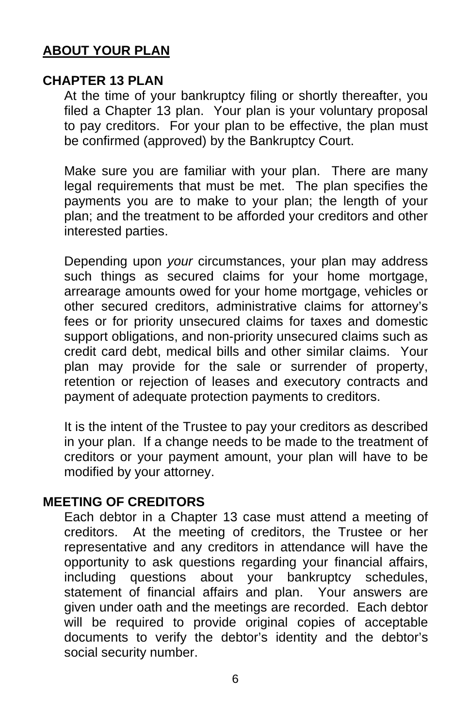## ABOUT YOUR PLAN

### CHAPTER 13 PLAN

At the time of your bankruptcy filing or shortly thereafter, you filed a Chapter 13 plan. Your plan is your voluntary proposal to pay creditors. For your plan to be effective, the plan must be confirmed (approved) by the Bankruptcy Court.

Make sure you are familiar with your plan. There are many legal requirements that must be met. The plan specifies the payments you are to make to your plan; the length of your plan; and the treatment to be afforded your creditors and other interested parties.

Depending upon *your* circumstances, your plan may address such things as secured claims for your home mortgage, arrearage amounts owed for your home mortgage, vehicles or other secured creditors, administrative claims for attorney's fees or for priority unsecured claims for taxes and domestic support obligations, and non-priority unsecured claims such as credit card debt, medical bills and other similar claims. Your plan may provide for the sale or surrender of property, retention or rejection of leases and executory contracts and payment of adequate protection payments to creditors.

It is the intent of the Trustee to pay your creditors as described in your plan. If a change needs to be made to the treatment of creditors or your payment amount, your plan will have to be modified by your attorney.

### MEETING OF CREDITORS

Each debtor in a Chapter 13 case must attend a meeting of creditors. At the meeting of creditors, the Trustee or her representative and any creditors in attendance will have the opportunity to ask questions regarding your financial affairs, including questions about your bankruptcy schedules, statement of financial affairs and plan. Your answers are given under oath and the meetings are recorded. Each debtor will be required to provide original copies of acceptable documents to verify the debtor's identity and the debtor's social security number.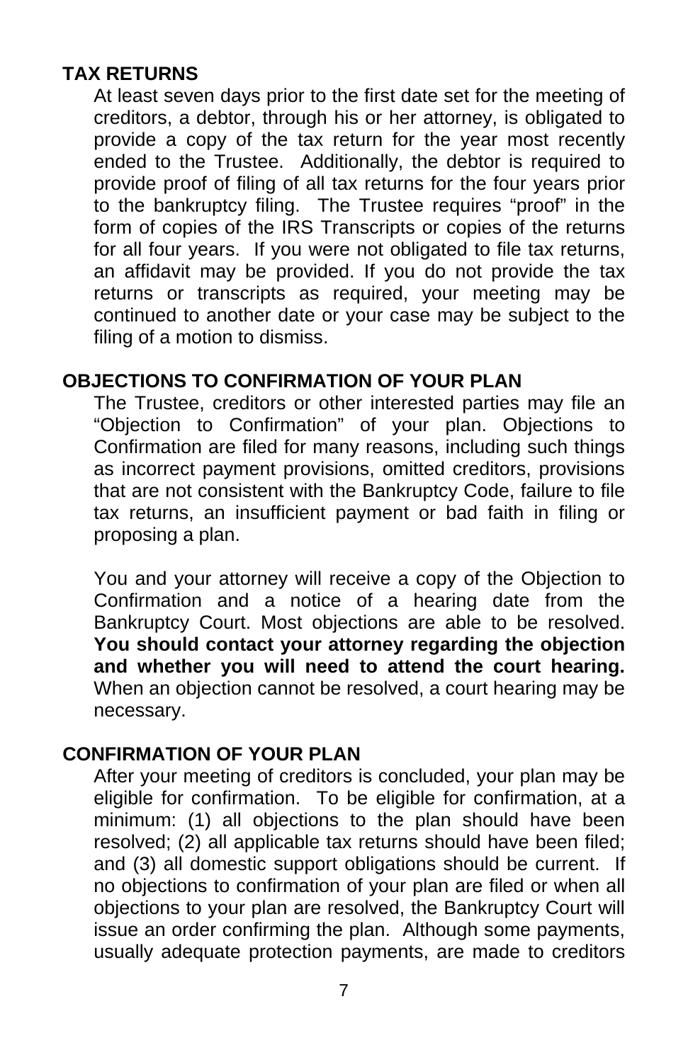## TAX RETURNS

At least seven days prior to the first date set for the meeting of creditors, a debtor, through his or her attorney, is obligated to provide a copy of the tax return for the year most recently ended to the Trustee. Additionally, the debtor is required to provide proof of filing of all tax returns for the four years prior to the bankruptcy filing. The Trustee requires "proof" in the form of copies of the IRS Transcripts or copies of the returns for all four years. If you were not obligated to file tax returns, an affidavit may be provided. If you do not provide the tax returns or transcripts as required, your meeting may be continued to another date or your case may be subject to the filing of a motion to dismiss.

## OBJECTIONS TO CONFIRMATION OF YOUR PLAN

The Trustee, creditors or other interested parties may file an "Objection to Confirmation" of your plan. Objections to Confirmation are filed for many reasons, including such things as incorrect payment provisions, omitted creditors, provisions that are not consistent with the Bankruptcy Code, failure to file tax returns, an insufficient payment or bad faith in filing or proposing a plan.

You and your attorney will receive a copy of the Objection to Confirmation and a notice of a hearing date from the Bankruptcy Court. Most objections are able to be resolved. **You should contact your attorney regarding the objection and whether you will need to attend the court hearing.** When an objection cannot be resolved, a court hearing may be necessary.

## CONFIRMATION OF YOUR PLAN

After your meeting of creditors is concluded, your plan may be eligible for confirmation. To be eligible for confirmation, at a minimum: (1) all objections to the plan should have been resolved; (2) all applicable tax returns should have been filed; and (3) all domestic support obligations should be current. If no objections to confirmation of your plan are filed or when all objections to your plan are resolved, the Bankruptcy Court will issue an order confirming the plan. Although some payments, usually adequate protection payments, are made to creditors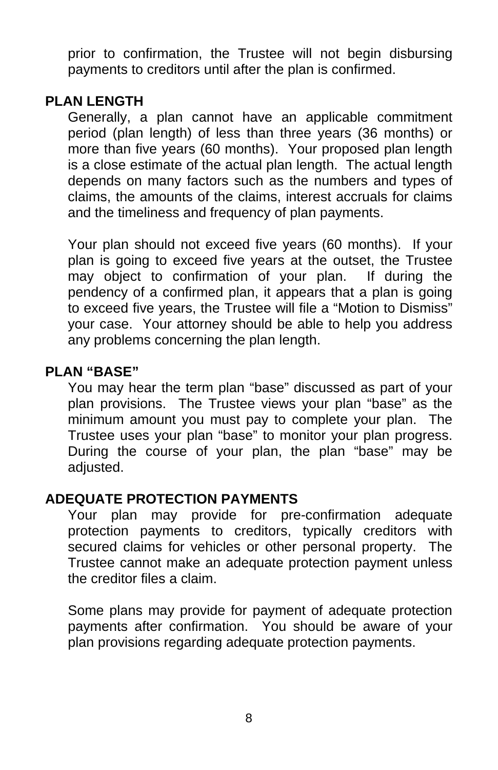prior to confirmation, the Trustee will not begin disbursing payments to creditors until after the plan is confirmed.

## PLAN LENGTH

Generally, a plan cannot have an applicable commitment period (plan length) of less than three years (36 months) or more than five years (60 months). Your proposed plan length is a close estimate of the actual plan length. The actual length depends on many factors such as the numbers and types of claims, the amounts of the claims, interest accruals for claims and the timeliness and frequency of plan payments.

Your plan should not exceed five years (60 months). If your plan is going to exceed five years at the outset, the Trustee may object to confirmation of your plan. If during the pendency of a confirmed plan, it appears that a plan is going to exceed five years, the Trustee will file a "Motion to Dismiss" your case. Your attorney should be able to help you address any problems concerning the plan length.

## PLAN "BASE"

You may hear the term plan "base" discussed as part of your plan provisions. The Trustee views your plan "base" as the minimum amount you must pay to complete your plan. The Trustee uses your plan "base" to monitor your plan progress. During the course of your plan, the plan "base" may be adjusted.

## ADEQUATE PROTECTION PAYMENTS

Your plan may provide for pre-confirmation adequate protection payments to creditors, typically creditors with secured claims for vehicles or other personal property. The Trustee cannot make an adequate protection payment unless the creditor files a claim.

Some plans may provide for payment of adequate protection payments after confirmation. You should be aware of your plan provisions regarding adequate protection payments.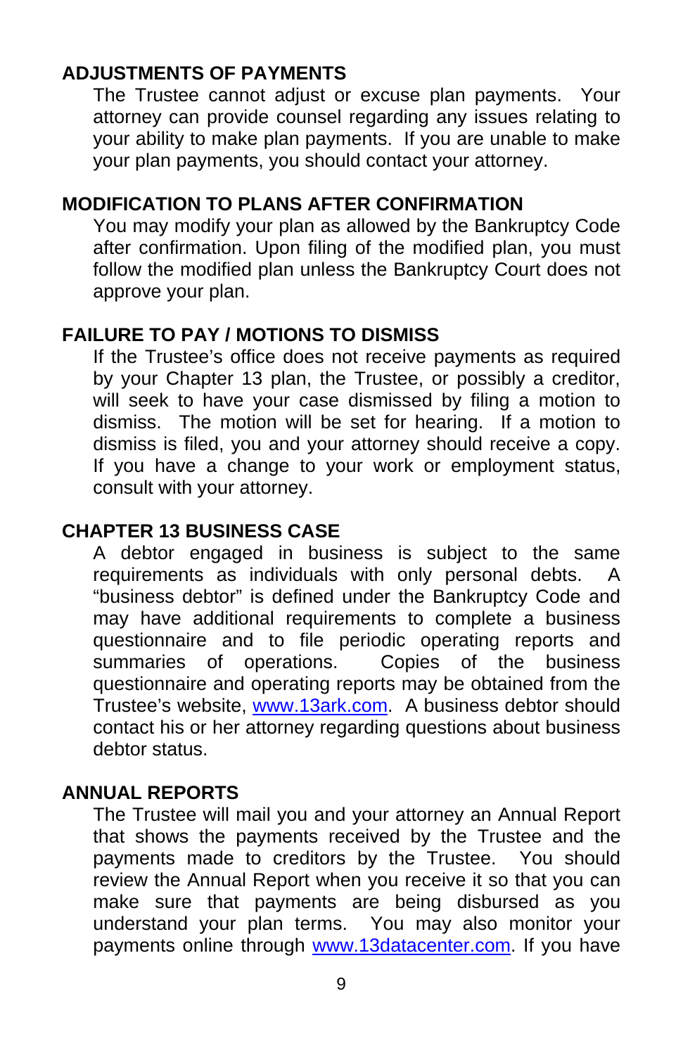## ADJUSTMENTS OF PAYMENTS

The Trustee cannot adjust or excuse plan payments. Your attorney can provide counsel regarding any issues relating to your ability to make plan payments. If you are unable to make your plan payments, you should contact your attorney.

## MODIFICATION TO PLANS AFTER CONFIRMATION

You may modify your plan as allowed by the Bankruptcy Code after confirmation. Upon filing of the modified plan, you must follow the modified plan unless the Bankruptcy Court does not approve your plan.

## FAILURE TO PAY / MOTIONS TO DISMISS

If the Trustee's office does not receive payments as required by your Chapter 13 plan, the Trustee, or possibly a creditor, will seek to have your case dismissed by filing a motion to dismiss. The motion will be set for hearing. If a motion to dismiss is filed, you and your attorney should receive a copy. If you have a change to your work or employment status, consult with your attorney.

## CHAPTER 13 BUSINESS CASE

A debtor engaged in business is subject to the same requirements as individuals with only personal debts. A "business debtor" is defined under the Bankruptcy Code and may have additional requirements to complete a business questionnaire and to file periodic operating reports and summaries of operations. Copies of the business questionnaire and operating reports may be obtained from the Trustee's website, [www.13ark.com](http://www.13ark.com). A business debtor should contact his or her attorney regarding questions about business debtor status.

## ANNUAL REPORTS

The Trustee will mail you and your attorney an Annual Report that shows the payments received by the Trustee and the payments made to creditors by the Trustee. You should review the Annual Report when you receive it so that you can make sure that payments are being disbursed as you understand your plan terms. You may also monitor your payments online through [www.13datacenter.com](http://www.13datacenter.com). If you have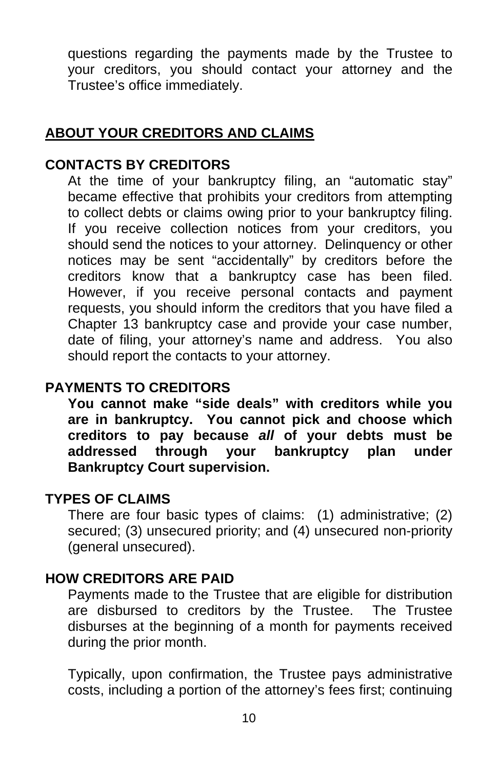questions regarding the payments made by the Trustee to your creditors, you should contact your attorney and the Trustee's office immediately.

## ABOUT YOUR CREDITORS AND CLAIMS

### CONTACTS BY CREDITORS

At the time of your bankruptcy filing, an "automatic stay" became effective that prohibits your creditors from attempting to collect debts or claims owing prior to your bankruptcy filing. If you receive collection notices from your creditors, you should send the notices to your attorney. Delinquency or other notices may be sent "accidentally" by creditors before the creditors know that a bankruptcy case has been filed. However, if you receive personal contacts and payment requests, you should inform the creditors that you have filed a Chapter 13 bankruptcy case and provide your case number, date of filing, your attorney's name and address. You also should report the contacts to your attorney.

### PAYMENTS TO CREDITORS

**You cannot make "side deals" with creditors while you are in bankruptcy. You cannot pick and choose which creditors to pay because *all* of your debts must be addressed through your bankruptcy plan under Bankruptcy Court supervision.**

### TYPES OF CLAIMS

There are four basic types of claims: (1) administrative; (2) secured; (3) unsecured priority; and (4) unsecured non-priority (general unsecured).

### HOW CREDITORS ARE PAID

Payments made to the Trustee that are eligible for distribution are disbursed to creditors by the Trustee. The Trustee disburses at the beginning of a month for payments received during the prior month.

Typically, upon confirmation, the Trustee pays administrative costs, including a portion of the attorney's fees first; continuing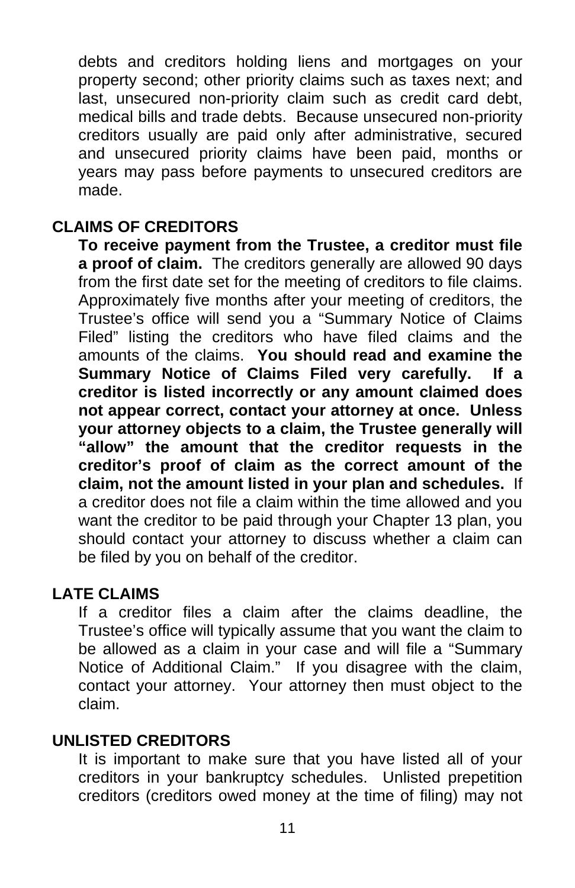debts and creditors holding liens and mortgages on your property second; other priority claims such as taxes next; and last, unsecured non-priority claim such as credit card debt, medical bills and trade debts. Because unsecured non-priority creditors usually are paid only after administrative, secured and unsecured priority claims have been paid, months or years may pass before payments to unsecured creditors are made.

## CLAIMS OF CREDITORS

**To receive payment from the Trustee, a creditor must file a proof of claim.** The creditors generally are allowed 90 days from the first date set for the meeting of creditors to file claims. Approximately five months after your meeting of creditors, the Trustee's office will send you a "Summary Notice of Claims Filed" listing the creditors who have filed claims and the amounts of the claims. **You should read and examine the Summary Notice of Claims Filed very carefully. If a creditor is listed incorrectly or any amount claimed does not appear correct, contact your attorney at once. Unless your attorney objects to a claim, the Trustee generally will "allow" the amount that the creditor requests in the creditor's proof of claim as the correct amount of the claim, not the amount listed in your plan and schedules.** If a creditor does not file a claim within the time allowed and you want the creditor to be paid through your Chapter 13 plan, you should contact your attorney to discuss whether a claim can be filed by you on behalf of the creditor.

## LATE CLAIMS

If a creditor files a claim after the claims deadline, the Trustee's office will typically assume that you want the claim to be allowed as a claim in your case and will file a "Summary Notice of Additional Claim." If you disagree with the claim, contact your attorney. Your attorney then must object to the claim.

## UNLISTED CREDITORS

It is important to make sure that you have listed all of your creditors in your bankruptcy schedules. Unlisted prepetition creditors (creditors owed money at the time of filing) may not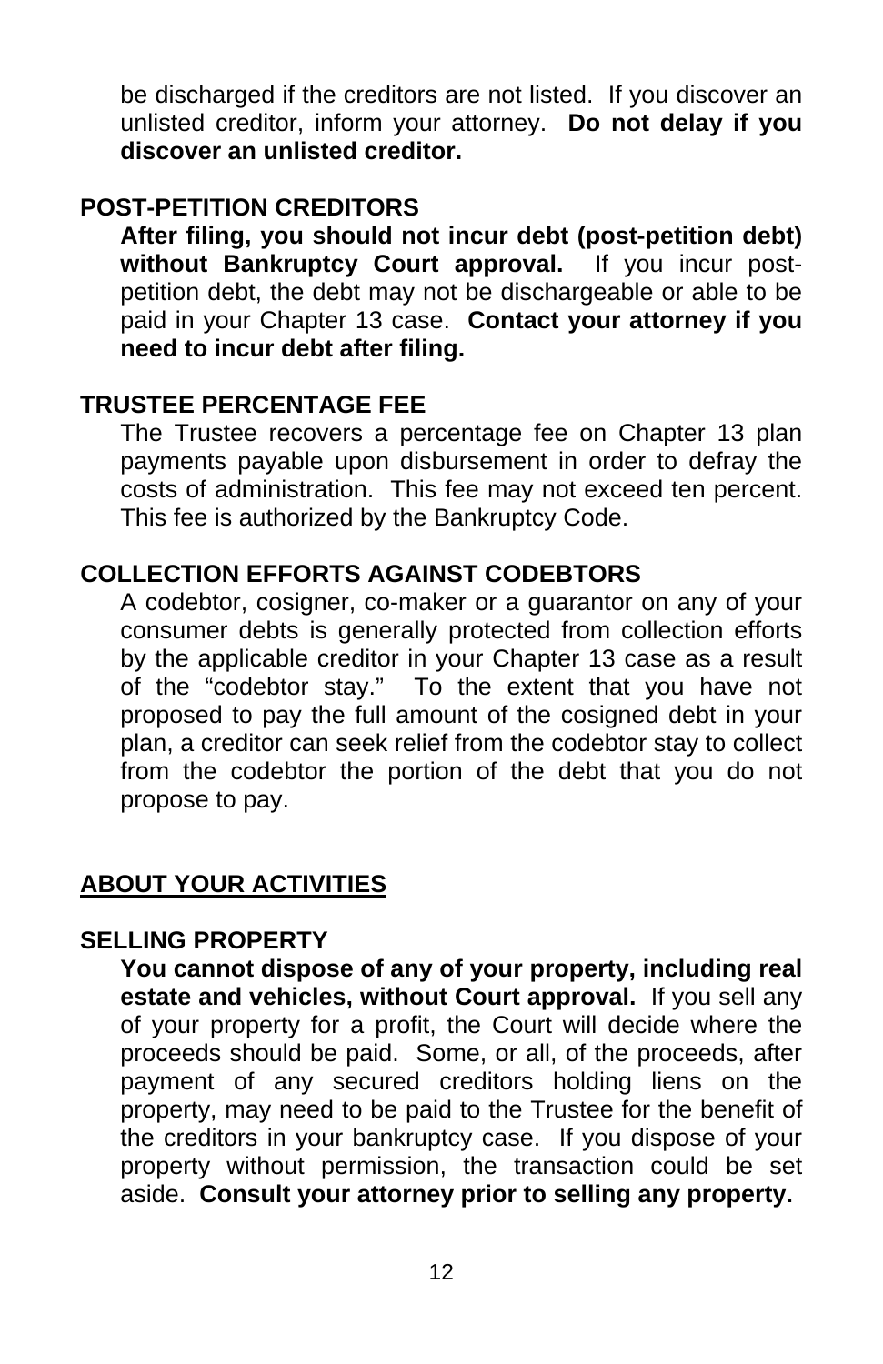be discharged if the creditors are not listed. If you discover an unlisted creditor, inform your attorney. **Do not delay if you discover an unlisted creditor.**

### POST-PETITION CREDITORS

**After filing, you should not incur debt (post-petition debt) without Bankruptcy Court approval.** If you incur post-petition debt, the debt may not be dischargeable or able to be paid in your Chapter 13 case. **Contact your attorney if you need to incur debt after filing.**

### TRUSTEE PERCENTAGE FEE

The Trustee recovers a percentage fee on Chapter 13 plan payments payable upon disbursement in order to defray the costs of administration. This fee may not exceed ten percent. This fee is authorized by the Bankruptcy Code.

### COLLECTION EFFORTS AGAINST CODEBTORS

A codebtor, cosigner, co-maker or a guarantor on any of your consumer debts is generally protected from collection efforts by the applicable creditor in your Chapter 13 case as a result of the “codebtor stay.” To the extent that you have not proposed to pay the full amount of the cosigned debt in your plan, a creditor can seek relief from the codebtor stay to collect from the codebtor the portion of the debt that you do not propose to pay.

## ABOUT YOUR ACTIVITIES

### SELLING PROPERTY

**You cannot dispose of any of your property, including real estate and vehicles, without Court approval.** If you sell any of your property for a profit, the Court will decide where the proceeds should be paid. Some, or all, of the proceeds, after payment of any secured creditors holding liens on the property, may need to be paid to the Trustee for the benefit of the creditors in your bankruptcy case. If you dispose of your property without permission, the transaction could be set aside. **Consult your attorney prior to selling any property.**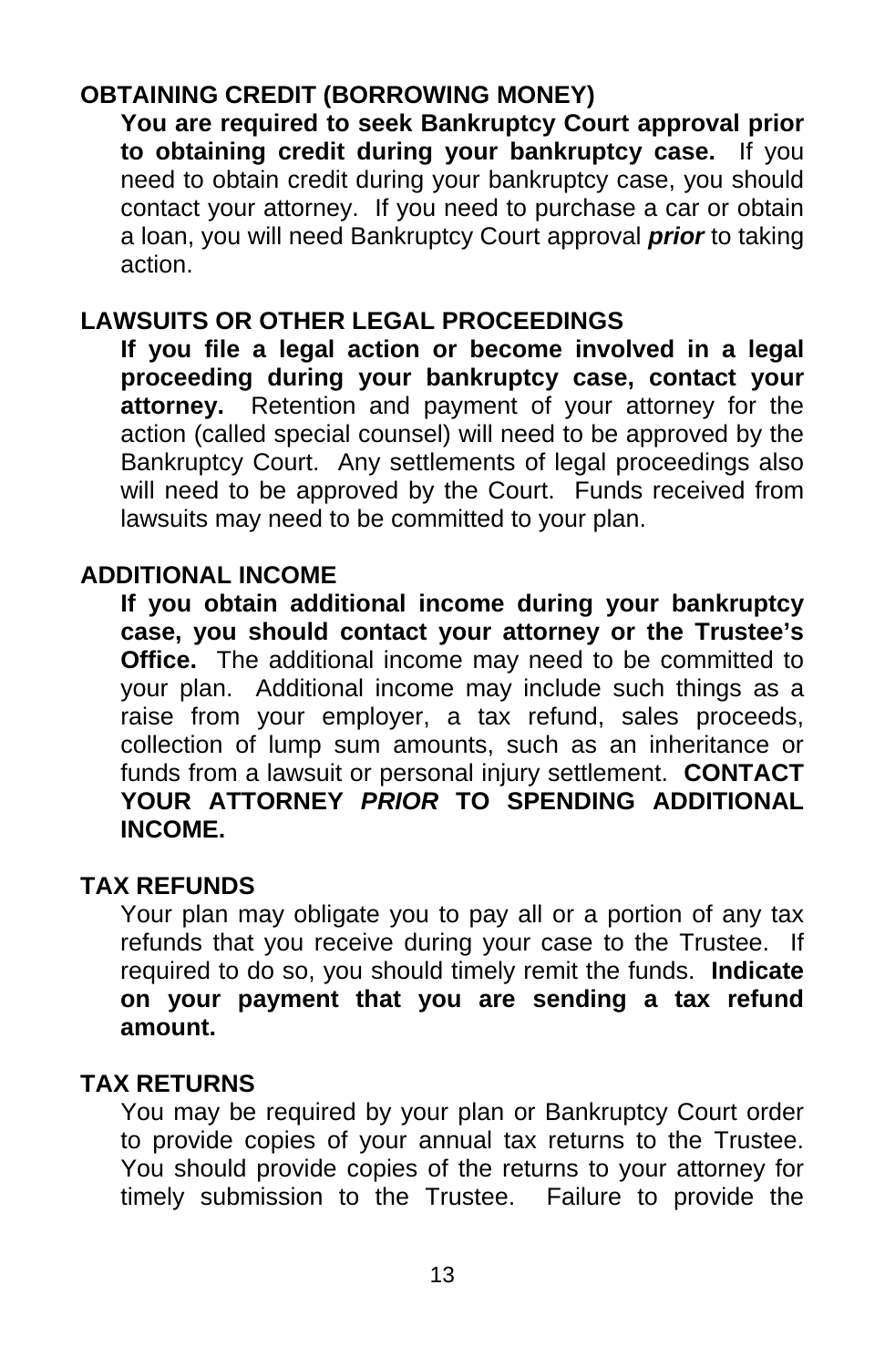## OBTAINING CREDIT (BORROWING MONEY)

**You are required to seek Bankruptcy Court approval prior to obtaining credit during your bankruptcy case.** If you need to obtain credit during your bankruptcy case, you should contact your attorney. If you need to purchase a car or obtain a loan, you will need Bankruptcy Court approval ***prior*** to taking action.

## LAWSUITS OR OTHER LEGAL PROCEEDINGS

**If you file a legal action or become involved in a legal proceeding during your bankruptcy case, contact your attorney.** Retention and payment of your attorney for the action (called special counsel) will need to be approved by the Bankruptcy Court. Any settlements of legal proceedings also will need to be approved by the Court. Funds received from lawsuits may need to be committed to your plan.

## ADDITIONAL INCOME

**If you obtain additional income during your bankruptcy case, you should contact your attorney or the Trustee's Office.** The additional income may need to be committed to your plan. Additional income may include such things as a raise from your employer, a tax refund, sales proceeds, collection of lump sum amounts, such as an inheritance or funds from a lawsuit or personal injury settlement. **CONTACT YOUR ATTORNEY *PRIOR* TO SPENDING ADDITIONAL INCOME.**

## TAX REFUNDS

Your plan may obligate you to pay all or a portion of any tax refunds that you receive during your case to the Trustee. If required to do so, you should timely remit the funds. **Indicate on your payment that you are sending a tax refund amount.**

## TAX RETURNS

You may be required by your plan or Bankruptcy Court order to provide copies of your annual tax returns to the Trustee. You should provide copies of the returns to your attorney for timely submission to the Trustee. Failure to provide the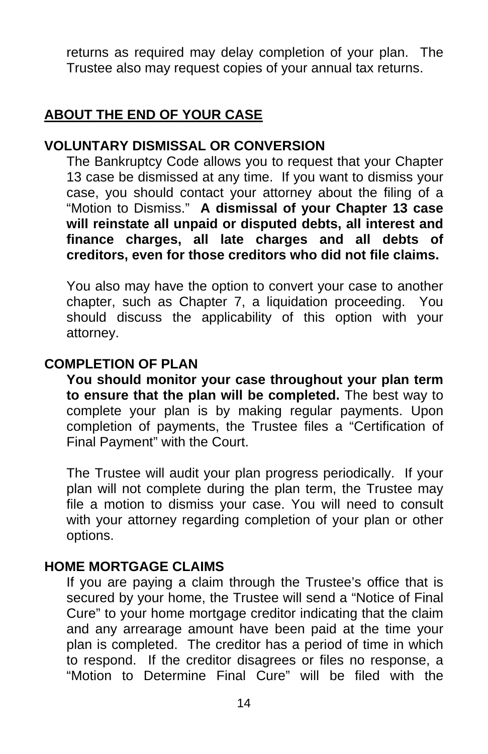returns as required may delay completion of your plan. The Trustee also may request copies of your annual tax returns.

## ABOUT THE END OF YOUR CASE

### VOLUNTARY DISMISSAL OR CONVERSION

The Bankruptcy Code allows you to request that your Chapter 13 case be dismissed at any time. If you want to dismiss your case, you should contact your attorney about the filing of a "Motion to Dismiss." **A dismissal of your Chapter 13 case will reinstate all unpaid or disputed debts, all interest and finance charges, all late charges and all debts of creditors, even for those creditors who did not file claims.**

You also may have the option to convert your case to another chapter, such as Chapter 7, a liquidation proceeding. You should discuss the applicability of this option with your attorney.

### COMPLETION OF PLAN

**You should monitor your case throughout your plan term to ensure that the plan will be completed.** The best way to complete your plan is by making regular payments. Upon completion of payments, the Trustee files a "Certification of Final Payment" with the Court.

The Trustee will audit your plan progress periodically. If your plan will not complete during the plan term, the Trustee may file a motion to dismiss your case. You will need to consult with your attorney regarding completion of your plan or other options.

### HOME MORTGAGE CLAIMS

If you are paying a claim through the Trustee's office that is secured by your home, the Trustee will send a "Notice of Final Cure" to your home mortgage creditor indicating that the claim and any arrearage amount have been paid at the time your plan is completed. The creditor has a period of time in which to respond. If the creditor disagrees or files no response, a "Motion to Determine Final Cure" will be filed with the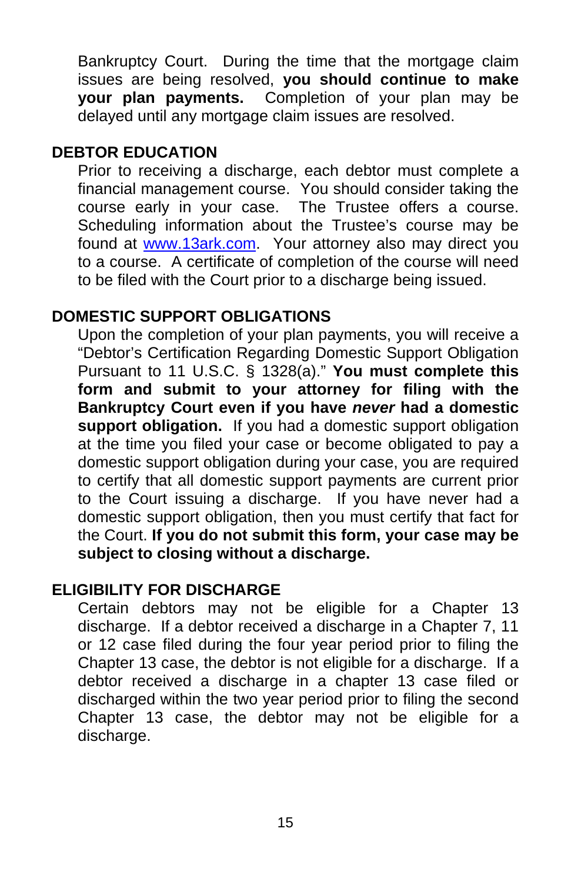Bankruptcy Court. During the time that the mortgage claim issues are being resolved, **you should continue to make your plan payments.** Completion of your plan may be delayed until any mortgage claim issues are resolved.

## DEBTOR EDUCATION

Prior to receiving a discharge, each debtor must complete a financial management course. You should consider taking the course early in your case. The Trustee offers a course. Scheduling information about the Trustee's course may be found at [www.13ark.com](http://www.13ark.com). Your attorney also may direct you to a course. A certificate of completion of the course will need to be filed with the Court prior to a discharge being issued.

## DOMESTIC SUPPORT OBLIGATIONS

Upon the completion of your plan payments, you will receive a "Debtor's Certification Regarding Domestic Support Obligation Pursuant to 11 U.S.C. § 1328(a)." **You must complete this form and submit to your attorney for filing with the Bankruptcy Court even if you have *never* had a domestic support obligation.** If you had a domestic support obligation at the time you filed your case or become obligated to pay a domestic support obligation during your case, you are required to certify that all domestic support payments are current prior to the Court issuing a discharge. If you have never had a domestic support obligation, then you must certify that fact for the Court. **If you do not submit this form, your case may be subject to closing without a discharge.**

## ELIGIBILITY FOR DISCHARGE

Certain debtors may not be eligible for a Chapter 13 discharge. If a debtor received a discharge in a Chapter 7, 11 or 12 case filed during the four year period prior to filing the Chapter 13 case, the debtor is not eligible for a discharge. If a debtor received a discharge in a chapter 13 case filed or discharged within the two year period prior to filing the second Chapter 13 case, the debtor may not be eligible for a discharge.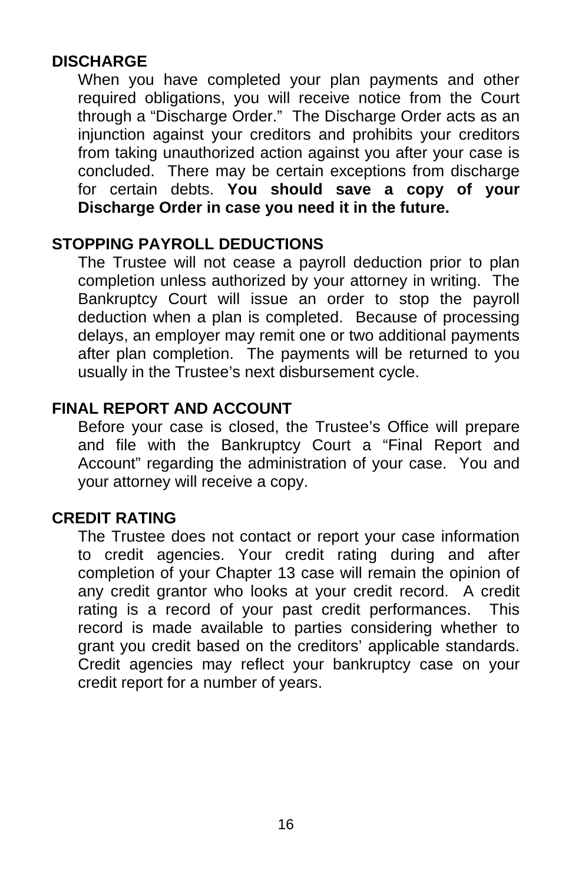## DISCHARGE

When you have completed your plan payments and other required obligations, you will receive notice from the Court through a “Discharge Order.” The Discharge Order acts as an injunction against your creditors and prohibits your creditors from taking unauthorized action against you after your case is concluded. There may be certain exceptions from discharge for certain debts. **You should save a copy of your Discharge Order in case you need it in the future.**

## STOPPING PAYROLL DEDUCTIONS

The Trustee will not cease a payroll deduction prior to plan completion unless authorized by your attorney in writing. The Bankruptcy Court will issue an order to stop the payroll deduction when a plan is completed. Because of processing delays, an employer may remit one or two additional payments after plan completion. The payments will be returned to you usually in the Trustee’s next disbursement cycle.

## FINAL REPORT AND ACCOUNT

Before your case is closed, the Trustee’s Office will prepare and file with the Bankruptcy Court a “Final Report and Account” regarding the administration of your case. You and your attorney will receive a copy.

## CREDIT RATING

The Trustee does not contact or report your case information to credit agencies. Your credit rating during and after completion of your Chapter 13 case will remain the opinion of any credit grantor who looks at your credit record. A credit rating is a record of your past credit performances. This record is made available to parties considering whether to grant you credit based on the creditors’ applicable standards. Credit agencies may reflect your bankruptcy case on your credit report for a number of years.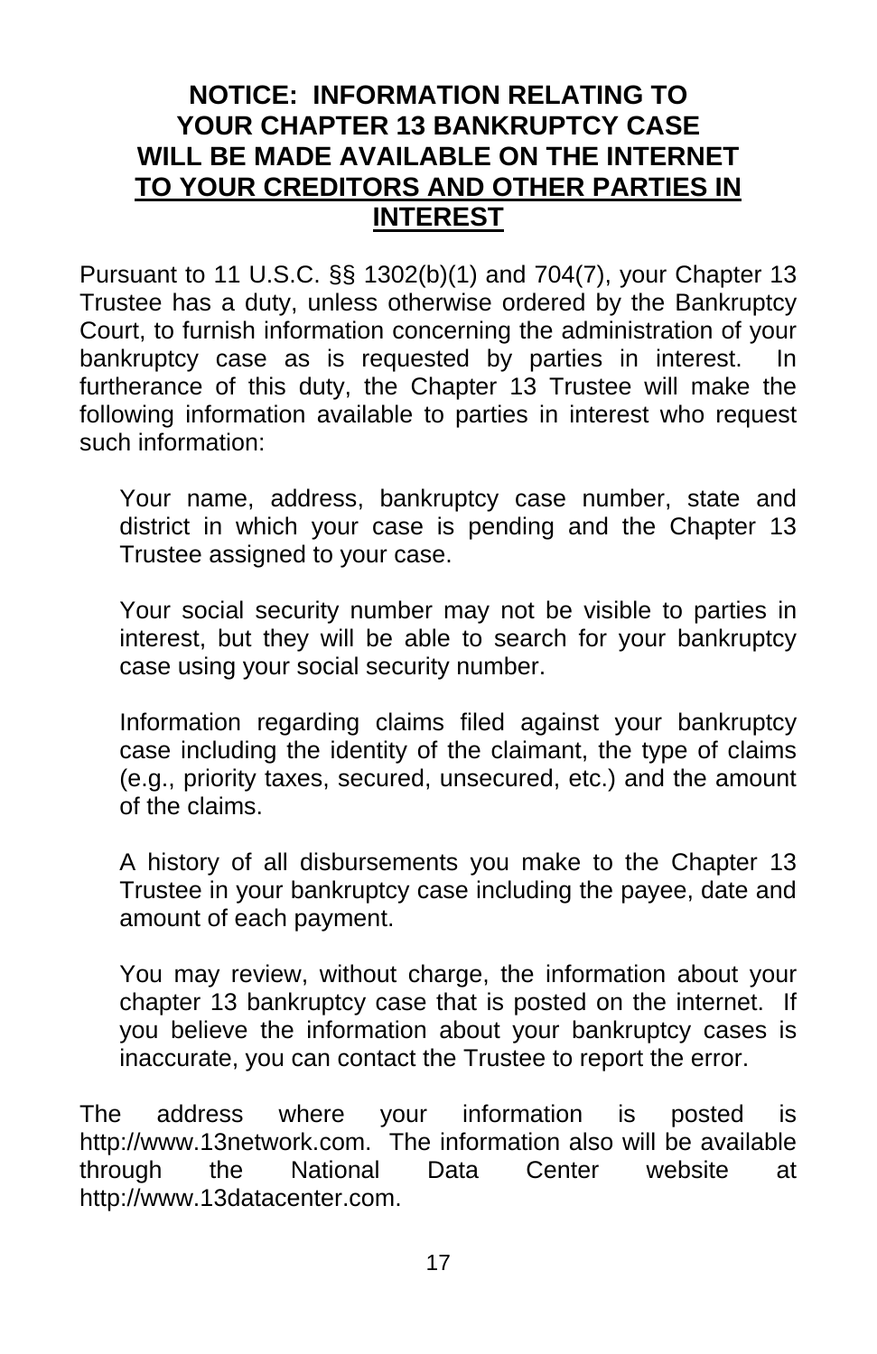# NOTICE: INFORMATION RELATING TO YOUR CHAPTER 13 BANKRUPTCY CASE WILL BE MADE AVAILABLE ON THE INTERNET TO YOUR CREDITORS AND OTHER PARTIES IN INTEREST

Pursuant to 11 U.S.C. §§ 1302(b)(1) and 704(7), your Chapter 13 Trustee has a duty, unless otherwise ordered by the Bankruptcy Court, to furnish information concerning the administration of your bankruptcy case as is requested by parties in interest. In furtherance of this duty, the Chapter 13 Trustee will make the following information available to parties in interest who request such information:

> Your name, address, bankruptcy case number, state and district in which your case is pending and the Chapter 13 Trustee assigned to your case.
>
> Your social security number may not be visible to parties in interest, but they will be able to search for your bankruptcy case using your social security number.
>
> Information regarding claims filed against your bankruptcy case including the identity of the claimant, the type of claims (e.g., priority taxes, secured, unsecured, etc.) and the amount of the claims.
>
> A history of all disbursements you make to the Chapter 13 Trustee in your bankruptcy case including the payee, date and amount of each payment.
>
> You may review, without charge, the information about your chapter 13 bankruptcy case that is posted on the internet. If you believe the information about your bankruptcy cases is inaccurate, you can contact the Trustee to report the error.

The address where your information is posted is http://www.13network.com. The information also will be available through the National Data Center website at http://www.13datacenter.com.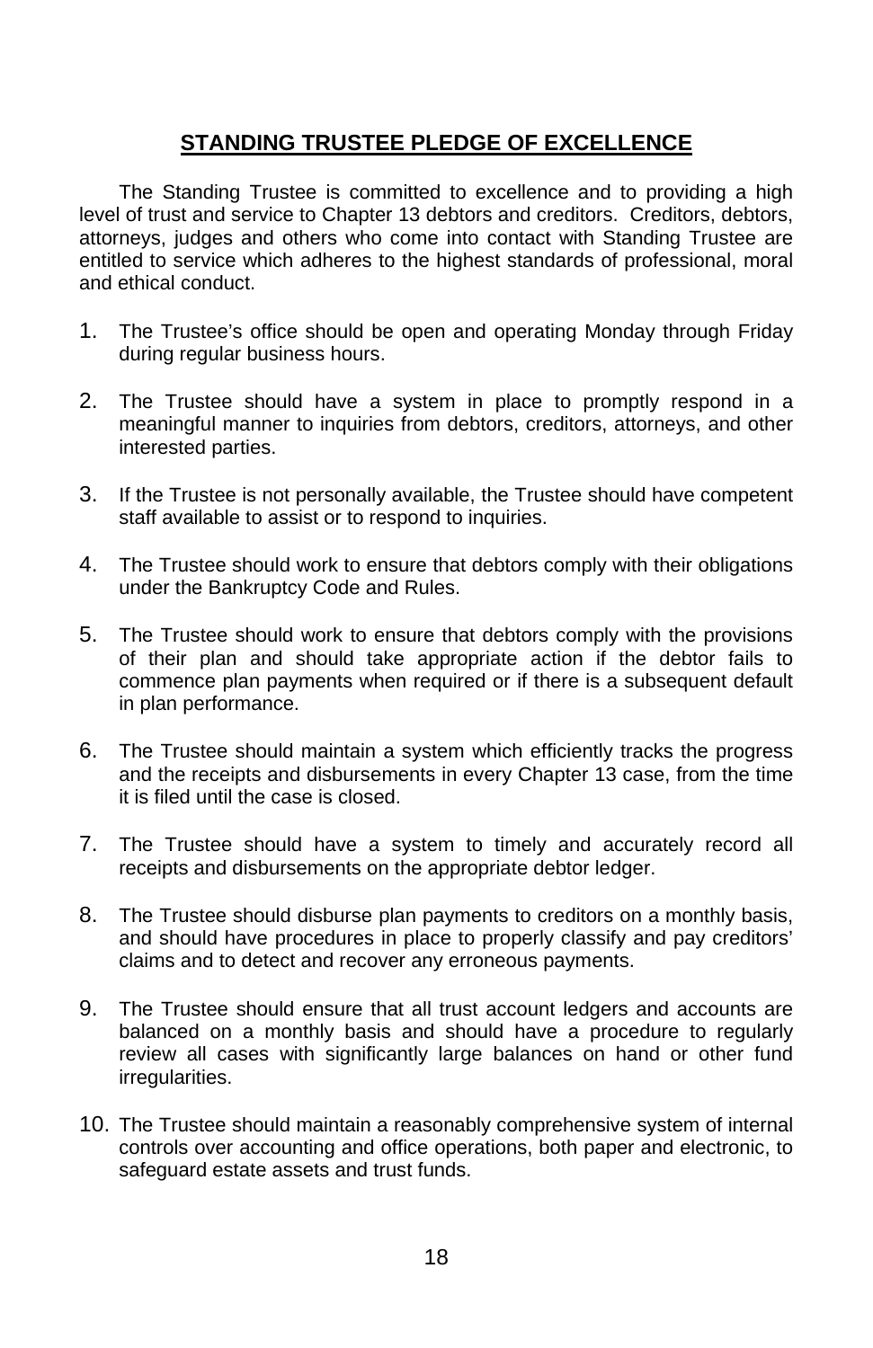## STANDING TRUSTEE PLEDGE OF EXCELLENCE

The Standing Trustee is committed to excellence and to providing a high level of trust and service to Chapter 13 debtors and creditors. Creditors, debtors, attorneys, judges and others who come into contact with Standing Trustee are entitled to service which adheres to the highest standards of professional, moral and ethical conduct.

1. The Trustee's office should be open and operating Monday through Friday during regular business hours.

2. The Trustee should have a system in place to promptly respond in a meaningful manner to inquiries from debtors, creditors, attorneys, and other interested parties.

3. If the Trustee is not personally available, the Trustee should have competent staff available to assist or to respond to inquiries.

4. The Trustee should work to ensure that debtors comply with their obligations under the Bankruptcy Code and Rules.

5. The Trustee should work to ensure that debtors comply with the provisions of their plan and should take appropriate action if the debtor fails to commence plan payments when required or if there is a subsequent default in plan performance.

6. The Trustee should maintain a system which efficiently tracks the progress and the receipts and disbursements in every Chapter 13 case, from the time it is filed until the case is closed.

7. The Trustee should have a system to timely and accurately record all receipts and disbursements on the appropriate debtor ledger.

8. The Trustee should disburse plan payments to creditors on a monthly basis, and should have procedures in place to properly classify and pay creditors' claims and to detect and recover any erroneous payments.

9. The Trustee should ensure that all trust account ledgers and accounts are balanced on a monthly basis and should have a procedure to regularly review all cases with significantly large balances on hand or other fund irregularities.

10. The Trustee should maintain a reasonably comprehensive system of internal controls over accounting and office operations, both paper and electronic, to safeguard estate assets and trust funds.